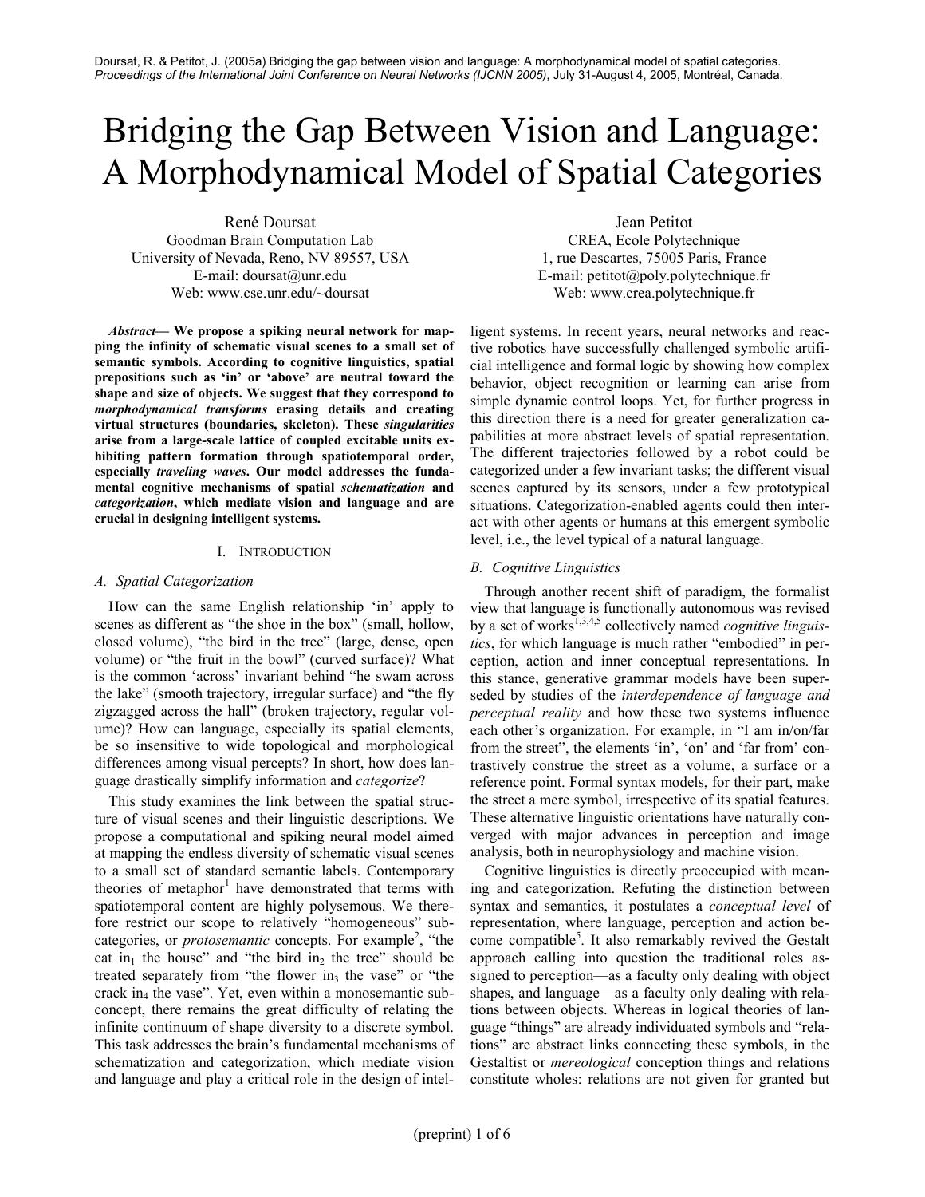Doursat, R. & Petitot, J. (2005a) Bridging the gap between vision and language: A morphodynamical model of spatial categories. *Proceedings of the International Joint Conference on Neural Networks (IJCNN 2005)*, July 31-August 4, 2005, Montréal, Canada.

# Bridging the Gap Between Vision and Language: A Morphodynamical Model of Spatial Categories

René Doursat
Goodman Brain Computation Lab
University of Nevada, Reno, NV 89557, USA
E-mail: doursat@unr.edu
Web: www.cse.unr.edu/~doursat

Jean Petitot
CREA, Ecole Polytechnique
1, rue Descartes, 75005 Paris, France
E-mail: petitot@poly.polytechnique.fr
Web: www.crea.polytechnique.fr

***Abstract*— We propose a spiking neural network for mapping the infinity of schematic visual scenes to a small set of semantic symbols. According to cognitive linguistics, spatial prepositions such as 'in' or 'above' are neutral toward the shape and size of objects. We suggest that they correspond to *morphodynamical transforms* erasing details and creating virtual structures (boundaries, skeleton). These *singularities* arise from a large-scale lattice of coupled excitable units exhibiting pattern formation through spatiotemporal order, especially *traveling waves*. Our model addresses the fundamental cognitive mechanisms of spatial *schematization* and *categorization*, which mediate vision and language and are crucial in designing intelligent systems.**

## I. Introduction

### A. Spatial Categorization

How can the same English relationship 'in' apply to scenes as different as "the shoe in the box" (small, hollow, closed volume), "the bird in the tree" (large, dense, open volume) or "the fruit in the bowl" (curved surface)? What is the common 'across' invariant behind "he swam across the lake" (smooth trajectory, irregular surface) and "the fly zigzagged across the hall" (broken trajectory, regular volume)? How can language, especially its spatial elements, be so insensitive to wide topological and morphological differences among visual percepts? In short, how does language drastically simplify information and *categorize*?

This study examines the link between the spatial structure of visual scenes and their linguistic descriptions. We propose a computational and spiking neural model aimed at mapping the endless diversity of schematic visual scenes to a small set of standard semantic labels. Contemporary theories of metaphor[1] have demonstrated that terms with spatiotemporal content are highly polysemous. We therefore restrict our scope to relatively "homogeneous" subcategories, or *protosemantic* concepts. For example[2], "the cat in$_1$ the house" and "the bird in$_2$ the tree" should be treated separately from "the flower in$_3$ the vase" or "the crack in$_4$ the vase". Yet, even within a monosemantic subconcept, there remains the great difficulty of relating the infinite continuum of shape diversity to a discrete symbol. This task addresses the brain's fundamental mechanisms of schematization and categorization, which mediate vision and language and play a critical role in the design of intelligent systems. In recent years, neural networks and reactive robotics have successfully challenged symbolic artificial intelligence and formal logic by showing how complex behavior, object recognition or learning can arise from simple dynamic control loops. Yet, for further progress in this direction there is a need for greater generalization capabilities at more abstract levels of spatial representation. The different trajectories followed by a robot could be categorized under a few invariant tasks; the different visual scenes captured by its sensors, under a few prototypical situations. Categorization-enabled agents could then interact with other agents or humans at this emergent symbolic level, i.e., the level typical of a natural language.

### B. Cognitive Linguistics

Through another recent shift of paradigm, the formalist view that language is functionally autonomous was revised by a set of works[1,3,4,5] collectively named *cognitive linguistics*, for which language is much rather "embodied" in perception, action and inner conceptual representations. In this stance, generative grammar models have been superseded by studies of the *interdependence of language and perceptual reality* and how these two systems influence each other's organization. For example, in "I am in/on/far from the street", the elements 'in', 'on' and 'far from' contrastively construe the street as a volume, a surface or a reference point. Formal syntax models, for their part, make the street a mere symbol, irrespective of its spatial features. These alternative linguistic orientations have naturally converged with major advances in perception and image analysis, both in neurophysiology and machine vision.

Cognitive linguistics is directly preoccupied with meaning and categorization. Refuting the distinction between syntax and semantics, it postulates a *conceptual level* of representation, where language, perception and action become compatible[5]. It also remarkably revived the Gestalt approach calling into question the traditional roles assigned to perception—as a faculty only dealing with object shapes, and language—as a faculty only dealing with relations between objects. Whereas in logical theories of language "things" are already individuated symbols and "relations" are abstract links connecting these symbols, in the Gestaltist or *mereological* conception things and relations constitute wholes: relations are not given for granted but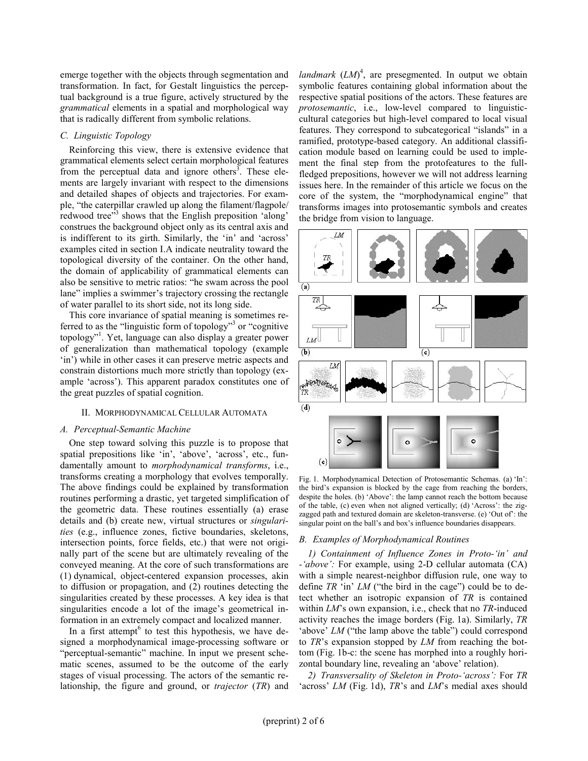emerge together with the objects through segmentation and transformation. In fact, for Gestalt linguistics the perceptual background is a true figure, actively structured by the *grammatical* elements in a spatial and morphological way that is radically different from symbolic relations.

### C. Linguistic Topology

Reinforcing this view, there is extensive evidence that grammatical elements select certain morphological features from the perceptual data and ignore others[3]. These elements are largely invariant with respect to the dimensions and detailed shapes of objects and trajectories. For example, "the caterpillar crawled up along the filament/flagpole/redwood tree"[3] shows that the English preposition 'along' construes the background object only as its central axis and is indifferent to its girth. Similarly, the 'in' and 'across' examples cited in section I.A indicate neutrality toward the topological diversity of the container. On the other hand, the domain of applicability of grammatical elements can also be sensitive to metric ratios: "he swam across the pool lane" implies a swimmer's trajectory crossing the rectangle of water parallel to its short side, not its long side.

This core invariance of spatial meaning is sometimes referred to as the "linguistic form of topology"[3] or "cognitive topology"[1]. Yet, language can also display a greater power of generalization than mathematical topology (example 'in') while in other cases it can preserve metric aspects and constrain distortions much more strictly than topology (example 'across'). This apparent paradox constitutes one of the great puzzles of spatial cognition.

## II. Morphodynamical Cellular Automata

### A. Perceptual-Semantic Machine

One step toward solving this puzzle is to propose that spatial prepositions like 'in', 'above', 'across', etc., fundamentally amount to *morphodynamical transforms*, i.e., transforms creating a morphology that evolves temporally. The above findings could be explained by transformation routines performing a drastic, yet targeted simplification of the geometric data. These routines essentially (a) erase details and (b) create new, virtual structures or *singularities* (e.g., influence zones, fictive boundaries, skeletons, intersection points, force fields, etc.) that were not originally part of the scene but are ultimately revealing of the conveyed meaning. At the core of such transformations are (1) dynamical, object-centered expansion processes, akin to diffusion or propagation, and (2) routines detecting the singularities created by these processes. A key idea is that singularities encode a lot of the image's geometrical information in an extremely compact and localized manner.

In a first attempt[6] to test this hypothesis, we have designed a morphodynamical image-processing software or "perceptual-semantic" machine. In input we present schematic scenes, assumed to be the outcome of the early stages of visual processing. The actors of the semantic relationship, the figure and ground, or *trajector* (*TR*) and *landmark* (*LM*)[4], are presegmented. In output we obtain symbolic features containing global information about the respective spatial positions of the actors. These features are *protosemantic*, i.e., low-level compared to linguistic-cultural categories but high-level compared to local visual features. They correspond to subcategorical "islands" in a ramified, prototype-based category. An additional classification module based on learning could be used to implement the final step from the protofeatures to the full-fledged prepositions, however we will not address learning issues here. In the remainder of this article we focus on the core of the system, the "morphodynamical engine" that transforms images into protosemantic symbols and creates the bridge from vision to language.

Fig. 1. Morphodynamical Detection of Protosemantic Schemas. (a) 'In': the bird's expansion is blocked by the cage from reaching the borders, despite the holes. (b) 'Above': the lamp cannot reach the bottom because of the table, (c) even when not aligned vertically; (d) 'Across': the zigzagged path and textured domain are skeleton-transverse. (e) 'Out of': the singular point on the ball's and box's influence boundaries disappears.

### B. Examples of Morphodynamical Routines

*1) Containment of Influence Zones in Proto-'in' and -'above':* For example, using 2-D cellular automata (CA) with a simple nearest-neighbor diffusion rule, one way to define *TR* 'in' *LM* ("the bird in the cage") could be to detect whether an isotropic expansion of *TR* is contained within *LM*'s own expansion, i.e., check that no *TR*-induced activity reaches the image borders (Fig. 1a). Similarly, *TR* 'above' *LM* ("the lamp above the table") could correspond to *TR*'s expansion stopped by *LM* from reaching the bottom (Fig. 1b-c: the scene has morphed into a roughly horizontal boundary line, revealing an 'above' relation).

*2) Transversality of Skeleton in Proto-'across':* For *TR* 'across' *LM* (Fig. 1d), *TR*'s and *LM*'s medial axes should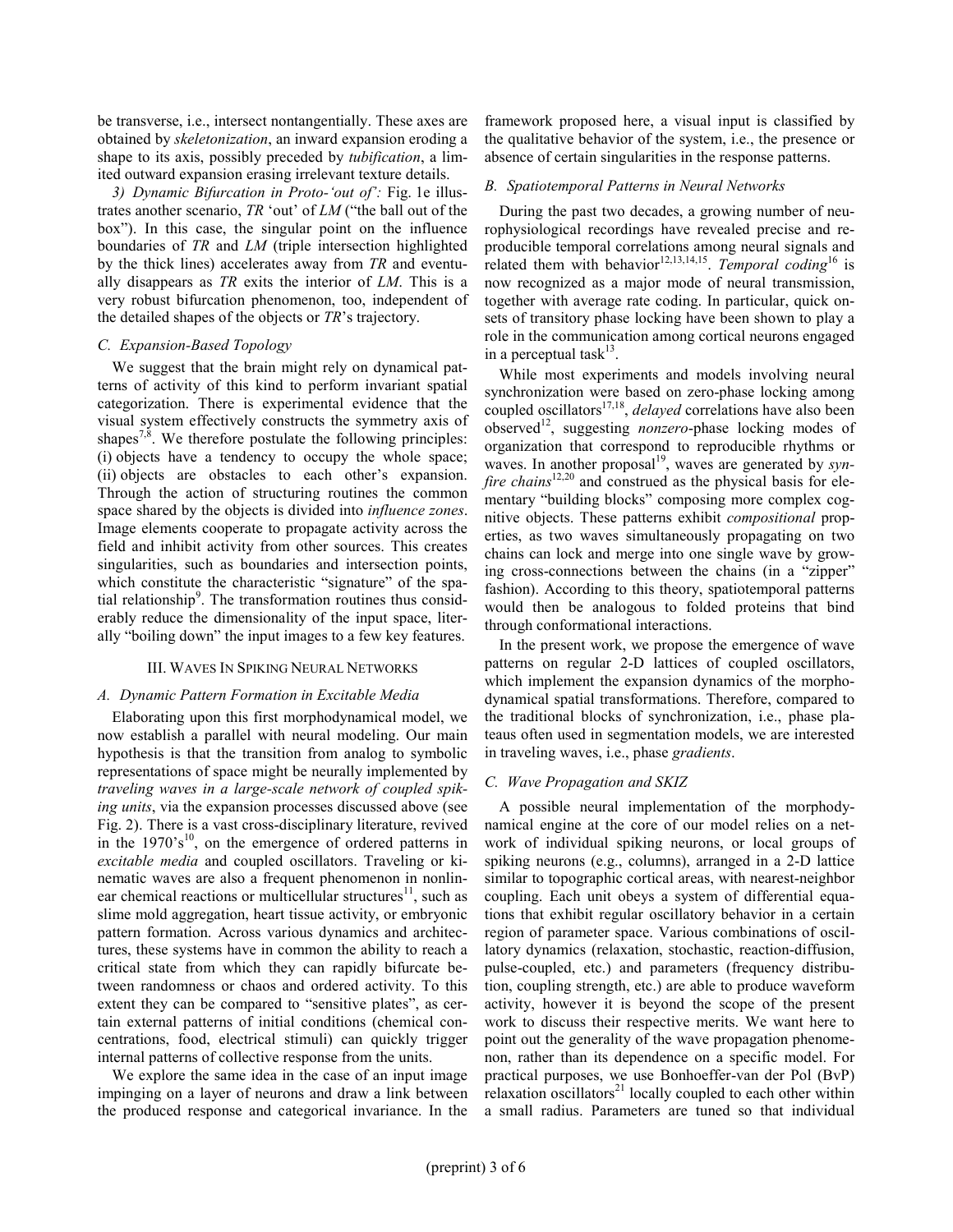be transverse, i.e., intersect nontangentially. These axes are obtained by *skeletonization*, an inward expansion eroding a shape to its axis, possibly preceded by *tubification*, a limited outward expansion erasing irrelevant texture details.

*3) Dynamic Bifurcation in Proto-'out of':* Fig. 1e illustrates another scenario, *TR* 'out' of *LM* ("the ball out of the box"). In this case, the singular point on the influence boundaries of *TR* and *LM* (triple intersection highlighted by the thick lines) accelerates away from *TR* and eventually disappears as *TR* exits the interior of *LM*. This is a very robust bifurcation phenomenon, too, independent of the detailed shapes of the objects or *TR*'s trajectory.

### C. Expansion-Based Topology

We suggest that the brain might rely on dynamical patterns of activity of this kind to perform invariant spatial categorization. There is experimental evidence that the visual system effectively constructs the symmetry axis of shapes[7,8]. We therefore postulate the following principles: (i) objects have a tendency to occupy the whole space; (ii) objects are obstacles to each other's expansion. Through the action of structuring routines the common space shared by the objects is divided into *influence zones*. Image elements cooperate to propagate activity across the field and inhibit activity from other sources. This creates singularities, such as boundaries and intersection points, which constitute the characteristic "signature" of the spatial relationship[9]. The transformation routines thus considerably reduce the dimensionality of the input space, literally "boiling down" the input images to a few key features.

## III. Waves In Spiking Neural Networks

### A. Dynamic Pattern Formation in Excitable Media

Elaborating upon this first morphodynamical model, we now establish a parallel with neural modeling. Our main hypothesis is that the transition from analog to symbolic representations of space might be neurally implemented by *traveling waves in a large-scale network of coupled spiking units*, via the expansion processes discussed above (see Fig. 2). There is a vast cross-disciplinary literature, revived in the 1970's[10], on the emergence of ordered patterns in *excitable media* and coupled oscillators. Traveling or kinematic waves are also a frequent phenomenon in nonlinear chemical reactions or multicellular structures[11], such as slime mold aggregation, heart tissue activity, or embryonic pattern formation. Across various dynamics and architectures, these systems have in common the ability to reach a critical state from which they can rapidly bifurcate between randomness or chaos and ordered activity. To this extent they can be compared to "sensitive plates", as certain external patterns of initial conditions (chemical concentrations, food, electrical stimuli) can quickly trigger internal patterns of collective response from the units.

We explore the same idea in the case of an input image impinging on a layer of neurons and draw a link between the produced response and categorical invariance. In the framework proposed here, a visual input is classified by the qualitative behavior of the system, i.e., the presence or absence of certain singularities in the response patterns.

### B. Spatiotemporal Patterns in Neural Networks

During the past two decades, a growing number of neurophysiological recordings have revealed precise and reproducible temporal correlations among neural signals and related them with behavior[12,13,14,15]. *Temporal coding*[16] is now recognized as a major mode of neural transmission, together with average rate coding. In particular, quick onsets of transitory phase locking have been shown to play a role in the communication among cortical neurons engaged in a perceptual task[13].

While most experiments and models involving neural synchronization were based on zero-phase locking among coupled oscillators[17,18], *delayed* correlations have also been observed[12], suggesting *nonzero*-phase locking modes of organization that correspond to reproducible rhythms or waves. In another proposal[19], waves are generated by *synfire chains*[12,20] and construed as the physical basis for elementary "building blocks" composing more complex cognitive objects. These patterns exhibit *compositional* properties, as two waves simultaneously propagating on two chains can lock and merge into one single wave by growing cross-connections between the chains (in a "zipper" fashion). According to this theory, spatiotemporal patterns would then be analogous to folded proteins that bind through conformational interactions.

In the present work, we propose the emergence of wave patterns on regular 2-D lattices of coupled oscillators, which implement the expansion dynamics of the morphodynamical spatial transformations. Therefore, compared to the traditional blocks of synchronization, i.e., phase plateaus often used in segmentation models, we are interested in traveling waves, i.e., phase *gradients*.

### C. Wave Propagation and SKIZ

A possible neural implementation of the morphodynamical engine at the core of our model relies on a network of individual spiking neurons, or local groups of spiking neurons (e.g., columns), arranged in a 2-D lattice similar to topographic cortical areas, with nearest-neighbor coupling. Each unit obeys a system of differential equations that exhibit regular oscillatory behavior in a certain region of parameter space. Various combinations of oscillatory dynamics (relaxation, stochastic, reaction-diffusion, pulse-coupled, etc.) and parameters (frequency distribution, coupling strength, etc.) are able to produce waveform activity, however it is beyond the scope of the present work to discuss their respective merits. We want here to point out the generality of the wave propagation phenomenon, rather than its dependence on a specific model. For practical purposes, we use Bonhoeffer-van der Pol (BvP) relaxation oscillators[21] locally coupled to each other within a small radius. Parameters are tuned so that individual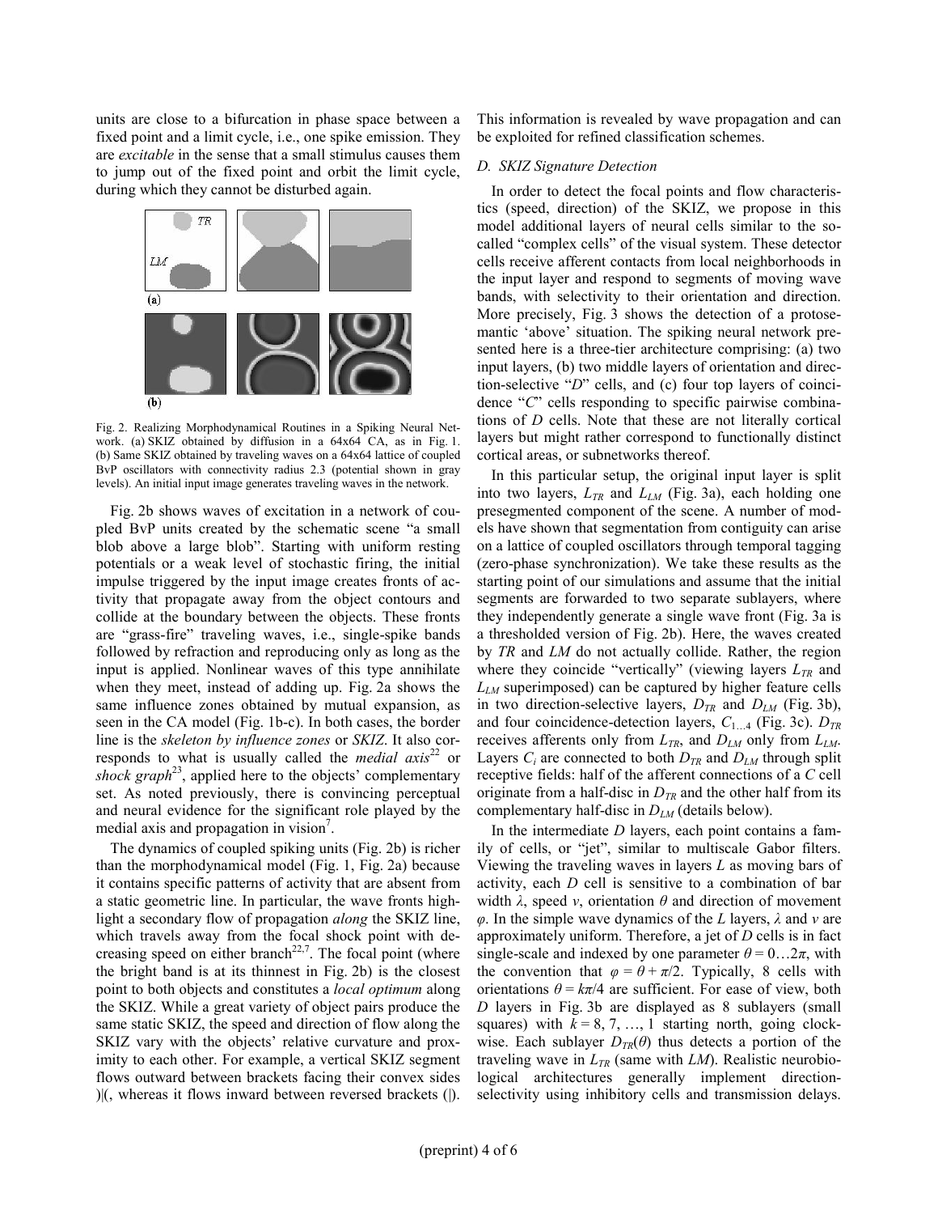units are close to a bifurcation in phase space between a fixed point and a limit cycle, i.e., one spike emission. They are *excitable* in the sense that a small stimulus causes them to jump out of the fixed point and orbit the limit cycle, during which they cannot be disturbed again.

Fig. 2. Realizing Morphodynamical Routines in a Spiking Neural Network. (a) SKIZ obtained by diffusion in a 64x64 CA, as in Fig. 1. (b) Same SKIZ obtained by traveling waves on a 64x64 lattice of coupled BvP oscillators with connectivity radius 2.3 (potential shown in gray levels). An initial input image generates traveling waves in the network.

Fig. 2b shows waves of excitation in a network of coupled BvP units created by the schematic scene "a small blob above a large blob". Starting with uniform resting potentials or a weak level of stochastic firing, the initial impulse triggered by the input image creates fronts of activity that propagate away from the object contours and collide at the boundary between the objects. These fronts are "grass-fire" traveling waves, i.e., single-spike bands followed by refraction and reproducing only as long as the input is applied. Nonlinear waves of this type annihilate when they meet, instead of adding up. Fig. 2a shows the same influence zones obtained by mutual expansion, as seen in the CA model (Fig. 1b-c). In both cases, the border line is the *skeleton by influence zones* or *SKIZ*. It also corresponds to what is usually called the *medial axis*[22] or *shock graph*[23], applied here to the objects' complementary set. As noted previously, there is convincing perceptual and neural evidence for the significant role played by the medial axis and propagation in vision[7].

The dynamics of coupled spiking units (Fig. 2b) is richer than the morphodynamical model (Fig. 1, Fig. 2a) because it contains specific patterns of activity that are absent from a static geometric line. In particular, the wave fronts highlight a secondary flow of propagation *along* the SKIZ line, which travels away from the focal shock point with decreasing speed on either branch[22,7]. The focal point (where the bright band is at its thinnest in Fig. 2b) is the closest point to both objects and constitutes a *local optimum* along the SKIZ. While a great variety of object pairs produce the same static SKIZ, the speed and direction of flow along the SKIZ vary with the objects' relative curvature and proximity to each other. For example, a vertical SKIZ segment flows outward between brackets facing their convex sides )|(, whereas it flows inward between reversed brackets (|). This information is revealed by wave propagation and can be exploited for refined classification schemes.

### D. SKIZ Signature Detection

In order to detect the focal points and flow characteristics (speed, direction) of the SKIZ, we propose in this model additional layers of neural cells similar to the so-called "complex cells" of the visual system. These detector cells receive afferent contacts from local neighborhoods in the input layer and respond to segments of moving wave bands, with selectivity to their orientation and direction. More precisely, Fig. 3 shows the detection of a protosemantic 'above' situation. The spiking neural network presented here is a three-tier architecture comprising: (a) two input layers, (b) two middle layers of orientation and direction-selective "*D*" cells, and (c) four top layers of coincidence "*C*" cells responding to specific pairwise combinations of *D* cells. Note that these are not literally cortical layers but might rather correspond to functionally distinct cortical areas, or subnetworks thereof.

In this particular setup, the original input layer is split into two layers, $L_{TR}$ and $L_{LM}$ (Fig. 3a), each holding one presegmented component of the scene. A number of models have shown that segmentation from contiguity can arise on a lattice of coupled oscillators through temporal tagging (zero-phase synchronization). We take these results as the starting point of our simulations and assume that the initial segments are forwarded to two separate sublayers, where they independently generate a single wave front (Fig. 3a is a thresholded version of Fig. 2b). Here, the waves created by *TR* and *LM* do not actually collide. Rather, the region where they coincide "vertically" (viewing layers $L_{TR}$ and $L_{LM}$ superimposed) can be captured by higher feature cells in two direction-selective layers, $D_{TR}$ and $D_{LM}$ (Fig. 3b), and four coincidence-detection layers, $C_{1\ldots4}$ (Fig. 3c). $D_{TR}$ receives afferents only from $L_{TR}$, and $D_{LM}$ only from $L_{LM}$. Layers $C_i$ are connected to both $D_{TR}$ and $D_{LM}$ through split receptive fields: half of the afferent connections of a *C* cell originate from a half-disc in $D_{TR}$ and the other half from its complementary half-disc in $D_{LM}$ (details below).

In the intermediate *D* layers, each point contains a family of cells, or "jet", similar to multiscale Gabor filters. Viewing the traveling waves in layers *L* as moving bars of activity, each *D* cell is sensitive to a combination of bar width $\lambda$, speed $v$, orientation $\theta$ and direction of movement $\varphi$. In the simple wave dynamics of the *L* layers, $\lambda$ and $v$ are approximately uniform. Therefore, a jet of *D* cells is in fact single-scale and indexed by one parameter $\theta = 0\ldots2\pi$, with the convention that $\varphi = \theta + \pi/2$. Typically, 8 cells with orientations $\theta = k\pi/4$ are sufficient. For ease of view, both *D* layers in Fig. 3b are displayed as 8 sublayers (small squares) with $k = 8, 7, \ldots, 1$ starting north, going clockwise. Each sublayer $D_{TR}(\theta)$ thus detects a portion of the traveling wave in $L_{TR}$ (same with *LM*). Realistic neurobiological architectures generally implement direction-selectivity using inhibitory cells and transmission delays.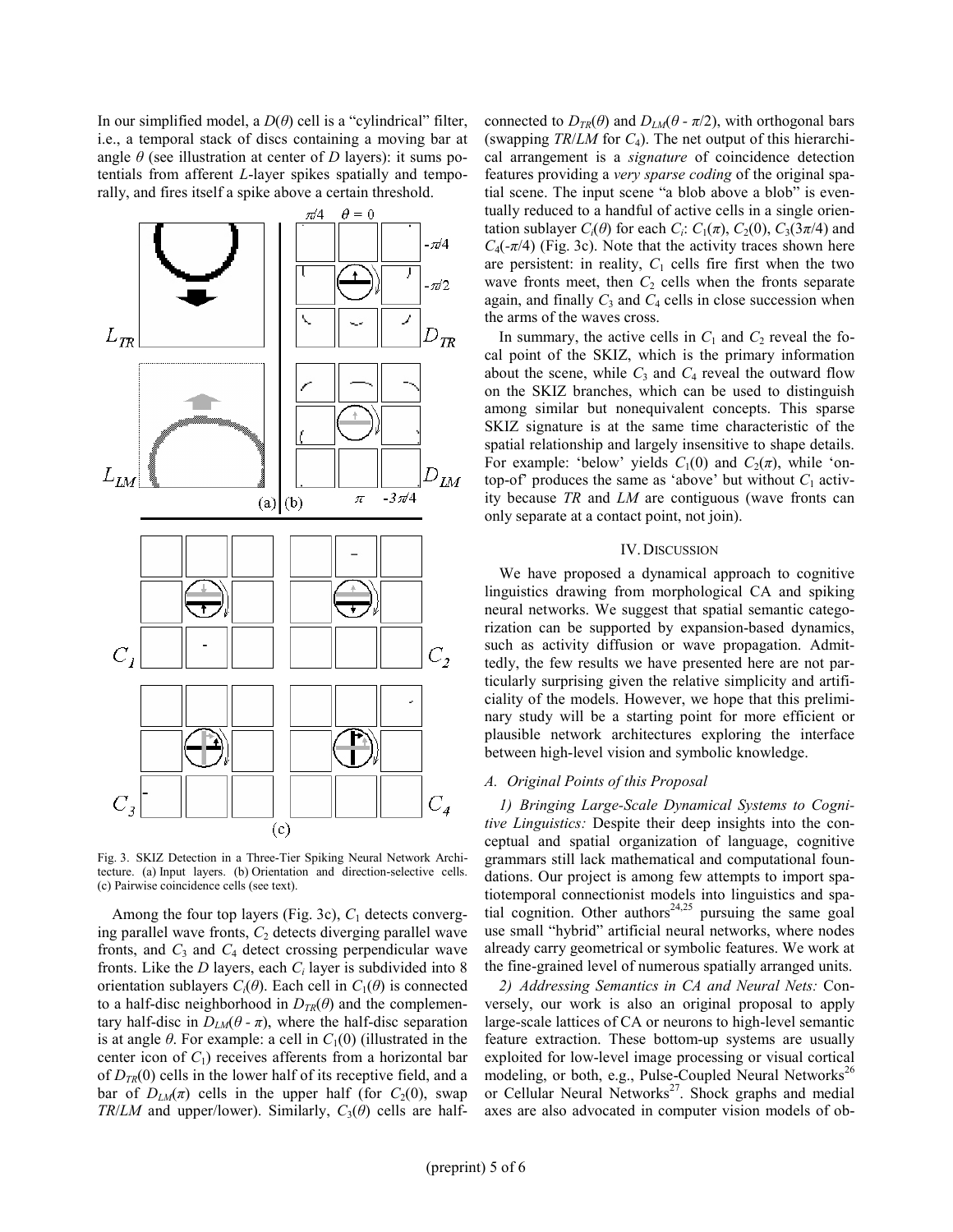In our simplified model, a $D(\theta)$ cell is a "cylindrical" filter, i.e., a temporal stack of discs containing a moving bar at angle $\theta$ (see illustration at center of $D$ layers): it sums potentials from afferent $L$-layer spikes spatially and temporally, and fires itself a spike above a certain threshold.

Fig. 3. SKIZ Detection in a Three-Tier Spiking Neural Network Architecture. (a) Input layers. (b) Orientation and direction-selective cells. (c) Pairwise coincidence cells (see text).

Among the four top layers (Fig. 3c), $C_1$ detects converging parallel wave fronts, $C_2$ detects diverging parallel wave fronts, and $C_3$ and $C_4$ detect crossing perpendicular wave fronts. Like the $D$ layers, each $C_i$ layer is subdivided into 8 orientation sublayers $C_i(\theta)$. Each cell in $C_1(\theta)$ is connected to a half-disc neighborhood in $D_{TR}(\theta)$ and the complementary half-disc in $D_{LM}(\theta - \pi)$, where the half-disc separation is at angle $\theta$. For example: a cell in $C_1(0)$ (illustrated in the center icon of $C_1$) receives afferents from a horizontal bar of $D_{TR}(0)$ cells in the lower half of its receptive field, and a bar of $D_{LM}(\pi)$ cells in the upper half (for $C_2(0)$, swap *TR*/*LM* and upper/lower). Similarly, $C_3(\theta)$ cells are half-connected to $D_{TR}(\theta)$ and $D_{LM}(\theta - \pi/2)$, with orthogonal bars (swapping *TR*/*LM* for $C_4$). The net output of this hierarchical arrangement is a *signature* of coincidence detection features providing a *very sparse coding* of the original spatial scene. The input scene "a blob above a blob" is eventually reduced to a handful of active cells in a single orientation sublayer $C_i(\theta)$ for each $C_i$: $C_1(\pi)$, $C_2(0)$, $C_3(3\pi/4)$ and $C_4(-\pi/4)$ (Fig. 3c). Note that the activity traces shown here are persistent: in reality, $C_1$ cells fire first when the two wave fronts meet, then $C_2$ cells when the fronts separate again, and finally $C_3$ and $C_4$ cells in close succession when the arms of the waves cross.

In summary, the active cells in $C_1$ and $C_2$ reveal the focal point of the SKIZ, which is the primary information about the scene, while $C_3$ and $C_4$ reveal the outward flow on the SKIZ branches, which can be used to distinguish among similar but nonequivalent concepts. This sparse SKIZ signature is at the same time characteristic of the spatial relationship and largely insensitive to shape details. For example: 'below' yields $C_1(0)$ and $C_2(\pi)$, while 'on-top-of' produces the same as 'above' but without $C_1$ activity because *TR* and *LM* are contiguous (wave fronts can only separate at a contact point, not join).

## IV. Discussion

We have proposed a dynamical approach to cognitive linguistics drawing from morphological CA and spiking neural networks. We suggest that spatial semantic categorization can be supported by expansion-based dynamics, such as activity diffusion or wave propagation. Admittedly, the few results we have presented here are not particularly surprising given the relative simplicity and artificiality of the models. However, we hope that this preliminary study will be a starting point for more efficient or plausible network architectures exploring the interface between high-level vision and symbolic knowledge.

### A. Original Points of this Proposal

*1) Bringing Large-Scale Dynamical Systems to Cognitive Linguistics:* Despite their deep insights into the conceptual and spatial organization of language, cognitive grammars still lack mathematical and computational foundations. Our project is among few attempts to import spatiotemporal connectionist models into linguistics and spatial cognition. Other authors[24,25] pursuing the same goal use small "hybrid" artificial neural networks, where nodes already carry geometrical or symbolic features. We work at the fine-grained level of numerous spatially arranged units.

*2) Addressing Semantics in CA and Neural Nets:* Conversely, our work is also an original proposal to apply large-scale lattices of CA or neurons to high-level semantic feature extraction. These bottom-up systems are usually exploited for low-level image processing or visual cortical modeling, or both, e.g., Pulse-Coupled Neural Networks[26] or Cellular Neural Networks[27]. Shock graphs and medial axes are also advocated in computer vision models of ob-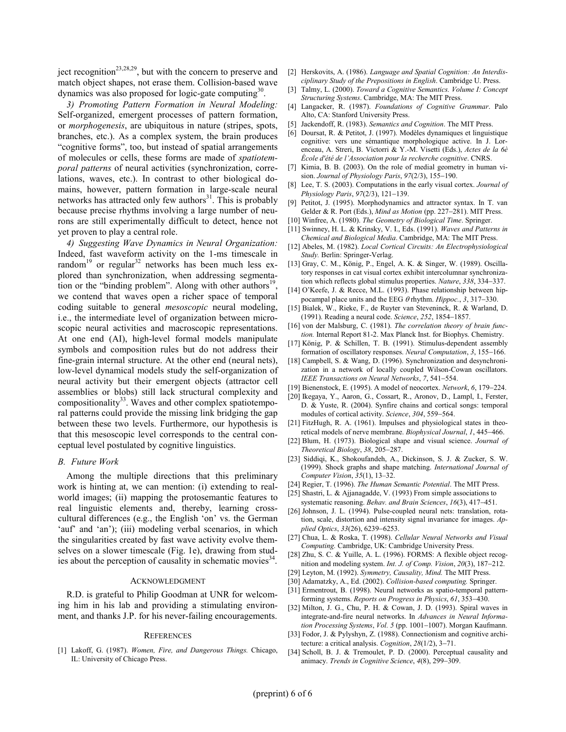ject recognition[23,28,29], but with the concern to preserve and match object shapes, not erase them. Collision-based wave dynamics was also proposed for logic-gate computing[30].

*3) Promoting Pattern Formation in Neural Modeling:* Self-organized, emergent processes of pattern formation, or *morphogenesis*, are ubiquitous in nature (stripes, spots, branches, etc.). As a complex system, the brain produces "cognitive forms", too, but instead of spatial arrangements of molecules or cells, these forms are made of *spatiotemporal patterns* of neural activities (synchronization, correlations, waves, etc.). In contrast to other biological domains, however, pattern formation in large-scale neural networks has attracted only few authors[31]. This is probably because precise rhythms involving a large number of neurons are still experimentally difficult to detect, hence not yet proven to play a central role.

*4) Suggesting Wave Dynamics in Neural Organization:* Indeed, fast waveform activity on the 1-ms timescale in random[19] or regular[32] networks has been much less explored than synchronization, when addressing segmentation or the "binding problem". Along with other authors[19], we contend that waves open a richer space of temporal coding suitable to general *mesoscopic* neural modeling, i.e., the intermediate level of organization between microscopic neural activities and macroscopic representations. At one end (AI), high-level formal models manipulate symbols and composition rules but do not address their fine-grain internal structure. At the other end (neural nets), low-level dynamical models study the self-organization of neural activity but their emergent objects (attractor cell assemblies or blobs) still lack structural complexity and compositionality[33]. Waves and other complex spatiotemporal patterns could provide the missing link bridging the gap between these two levels. Furthermore, our hypothesis is that this mesoscopic level corresponds to the central conceptual level postulated by cognitive linguistics.

### B. Future Work

Among the multiple directions that this preliminary work is hinting at, we can mention: (i) extending to real-world images; (ii) mapping the protosemantic features to real linguistic elements and, thereby, learning cross-cultural differences (e.g., the English 'on' vs. the German 'auf' and 'an'); (iii) modeling verbal scenarios, in which the singularities created by fast wave activity evolve themselves on a slower timescale (Fig. 1e), drawing from studies about the perception of causality in schematic movies[34].

## Acknowledgment

R.D. is grateful to Philip Goodman at UNR for welcoming him in his lab and providing a stimulating environment, and thanks J.P. for his never-failing encouragements.

## References

[1] Lakoff, G. (1987). *Women, Fire, and Dangerous Things.* Chicago, IL: University of Chicago Press.

[2] Herskovits, A. (1986). *Language and Spatial Cognition: An Interdisciplinary Study of the Prepositions in English*. Cambridge U. Press.

[3] Talmy, L. (2000). *Toward a Cognitive Semantics. Volume I: Concept Structuring Systems*. Cambridge, MA: The MIT Press.

[4] Langacker, R. (1987). *Foundations of Cognitive Grammar*. Palo Alto, CA: Stanford University Press.

[5] Jackendoff, R. (1983). *Semantics and Cognition*. The MIT Press.

[6] Doursat, R. & Petitot, J. (1997). Modèles dynamiques et linguistique cognitive: vers une sémantique morphologique active. In J. Lorenceau, A. Streri, B. Victorri & Y.-M. Visetti (Eds.), *Actes de la 6è École d'été de l'Association pour la recherche cognitive*. CNRS.

[7] Kimia, B. B. (2003). On the role of medial geometry in human vision. *Journal of Physiology Paris*, *97*(2/3), 155–190.

[8] Lee, T. S. (2003). Computations in the early visual cortex. *Journal of Physiology Paris*, *97*(2/3), 121–139.

[9] Petitot, J. (1995). Morphodynamics and attractor syntax. In T. van Gelder & R. Port (Eds.), *Mind as Motion* (pp. 227–281). MIT Press.

[10] Winfree, A. (1980). *The Geometry of Biological Time*. Springer.

[11] Swinney, H. L. & Krinsky, V. I., Eds. (1991). *Waves and Patterns in Chemical and Biological Media*. Cambridge, MA: The MIT Press.

[12] Abeles, M. (1982). *Local Cortical Circuits: An Electrophysiological Study.* Berlin: Springer-Verlag.

[13] Gray, C. M., König, P., Engel, A. K. & Singer, W. (1989). Oscillatory responses in cat visual cortex exhibit intercolumnar synchronization which reflects global stimulus properties. *Nature*, *338*, 334–337.

[14] O'Keefe, J. & Recce, M.L. (1993). Phase relationship between hippocampal place units and the EEG $\theta$ rhythm. *Hippoc.*, *3*, 317–330.

[15] Bialek, W., Rieke, F., de Ruyter van Steveninck, R. & Warland, D. (1991). Reading a neural code. *Science*, *252*, 1854–1857.

[16] von der Malsburg, C. (1981). *The correlation theory of brain function.* Internal Report 81-2. Max Planck Inst. for Biophys. Chemistry.

[17] König, P. & Schillen, T. B. (1991). Stimulus-dependent assembly formation of oscillatory responses. *Neural Computation*, *3*, 155–166.

[18] Campbell, S. & Wang, D. (1996). Synchronization and desynchronization in a network of locally coupled Wilson-Cowan oscillators. *IEEE Transactions on Neural Networks*, *7*, 541–554.

[19] Bienenstock, E. (1995). A model of neocortex. *Network*, *6*, 179–224.

[20] Ikegaya, Y., Aaron, G., Cossart, R., Aronov, D., Lampl, I., Ferster, D. & Yuste, R. (2004). Synfire chains and cortical songs: temporal modules of cortical activity. *Science*, *304*, 559–564.

[21] FitzHugh, R. A. (1961). Impulses and physiological states in theoretical models of nerve membrane. *Biophysical Journal*, *1*, 445–466.

[22] Blum, H. (1973). Biological shape and visual science. *Journal of Theoretical Biology*, *38*, 205–287.

[23] Siddiqi, K., Shokoufandeh, A., Dickinson, S. J. & Zucker, S. W. (1999). Shock graphs and shape matching. *International Journal of Computer Vision*, *35*(1), 13–32.

[24] Regier, T. (1996). *The Human Semantic Potential*. The MIT Press.

[25] Shastri, L. & Ajjanagadde, V. (1993) From simple associations to systematic reasoning. *Behav. and Brain Sciences*, *16*(3), 417–451.

[26] Johnson, J. L. (1994). Pulse-coupled neural nets: translation, rotation, scale, distortion and intensity signal invariance for images. *Applied Optics*, *33*(26), 6239–6253.

[27] Chua, L. & Roska, T. (1998). *Cellular Neural Networks and Visual Computing.* Cambridge, UK: Cambridge University Press.

[28] Zhu, S. C. & Yuille, A. L. (1996). FORMS: A flexible object recognition and modeling system. *Int. J. of Comp. Vision*, *20*(3), 187–212.

[29] Leyton, M. (1992). *Symmetry, Causality, Mind.* The MIT Press.

[30] Adamatzky, A., Ed. (2002). *Collision-based computing.* Springer.

[31] Ermentrout, B. (1998). Neural networks as spatio-temporal pattern-forming systems. *Reports on Progress in Physics*, *61*, 353–430.

[32] Milton, J. G., Chu, P. H. & Cowan, J. D. (1993). Spiral waves in integrate-and-fire neural networks. In *Advances in Neural Information Processing Systems*, *Vol. 5* (pp. 1001–1007). Morgan Kaufmann.

[33] Fodor, J. & Pylyshyn, Z. (1988). Connectionism and cognitive architecture: a critical analysis. *Cognition*, *28*(1/2), 3–71.

[34] Scholl, B. J. & Tremoulet, P. D. (2000). Perceptual causality and animacy. *Trends in Cognitive Science*, *4*(8), 299–309.